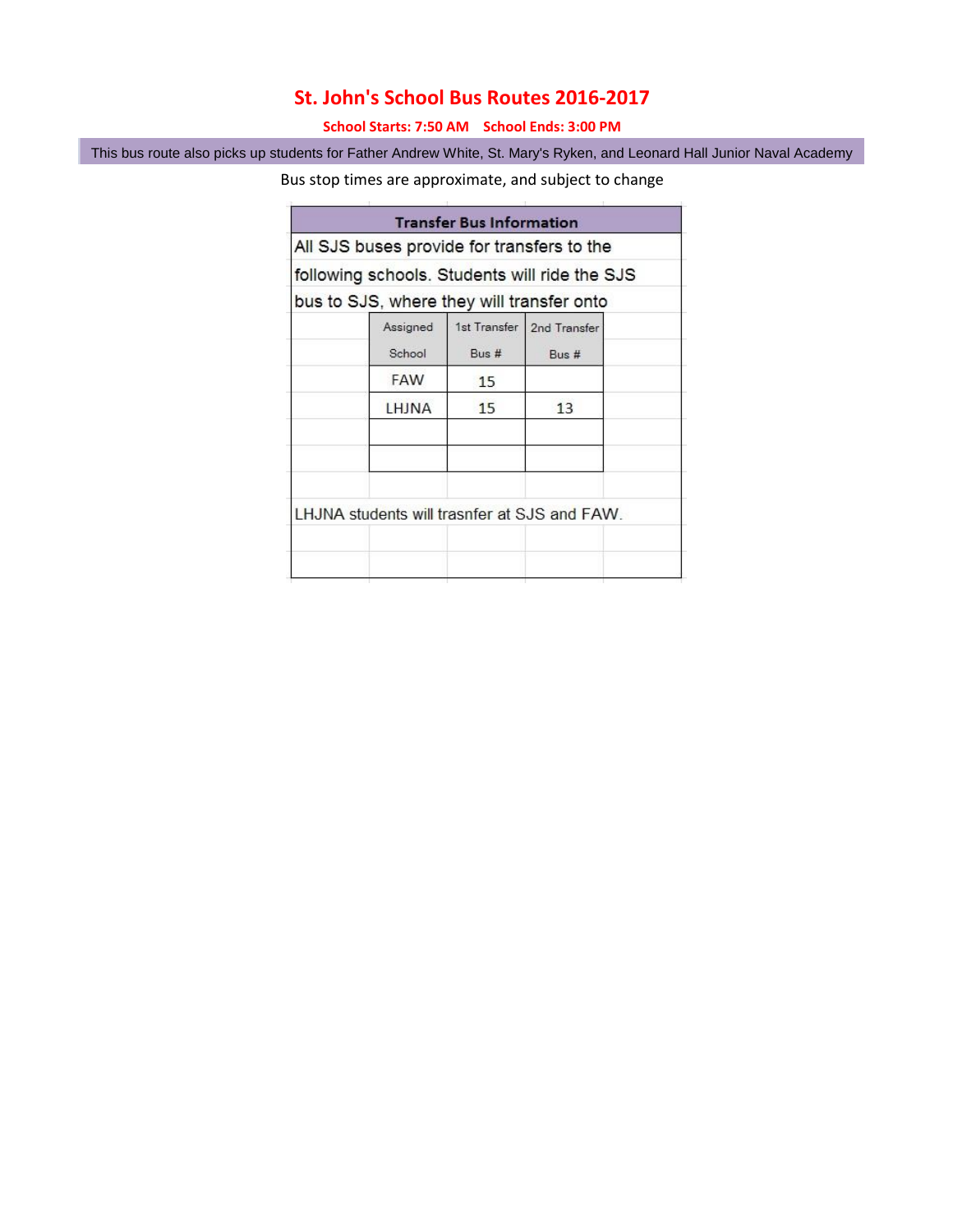# St. John's School Bus Routes 2016-2017

**School Starts: 7:50 AM    School Ends: 3:00 PM**

This bus route also picks up students for Father Andrew White, St. Mary's Ryken, and Leonard Hall Junior Naval Academy

Bus stop times are approximate, and subject to change

**Transfer Bus Information**

All SJS buses provide for transfers to the following schools. Students will ride the SJS bus to SJS, where they will transfer onto

| Assigned School | 1st Transfer Bus # | 2nd Transfer Bus # |
|---|---|---|
| FAW | 15 | |
| LHJNA | 15 | 13 |
| | | |
| | | |

LHJNA students will trasnfer at SJS and FAW.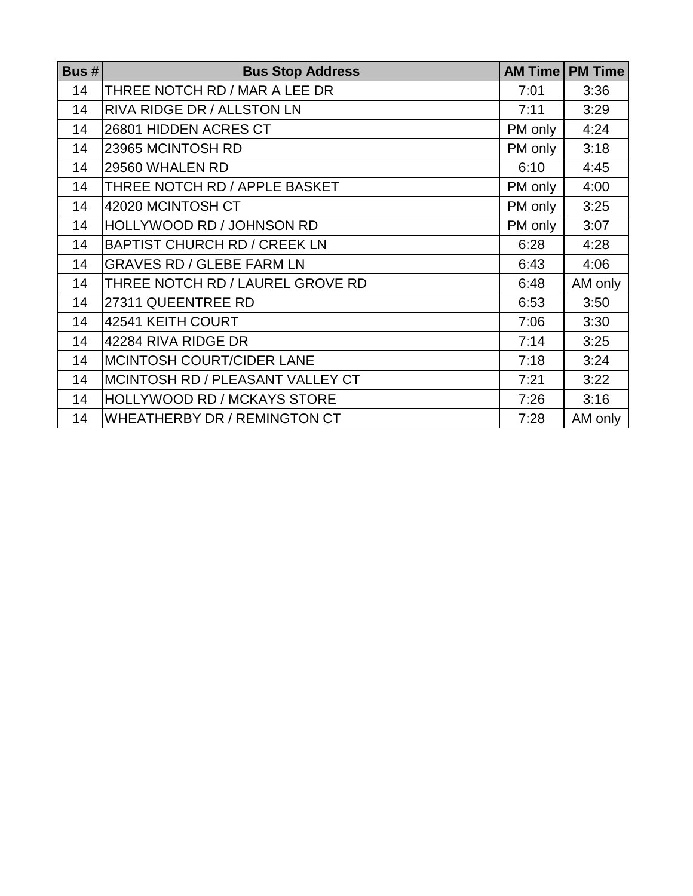| Bus # | Bus Stop Address | AM Time | PM Time |
|---|---|---|---|
| 14 | THREE NOTCH RD / MAR A LEE DR | 7:01 | 3:36 |
| 14 | RIVA RIDGE DR / ALLSTON LN | 7:11 | 3:29 |
| 14 | 26801 HIDDEN ACRES CT | PM only | 4:24 |
| 14 | 23965 MCINTOSH RD | PM only | 3:18 |
| 14 | 29560 WHALEN RD | 6:10 | 4:45 |
| 14 | THREE NOTCH RD / APPLE BASKET | PM only | 4:00 |
| 14 | 42020 MCINTOSH CT | PM only | 3:25 |
| 14 | HOLLYWOOD RD / JOHNSON RD | PM only | 3:07 |
| 14 | BAPTIST CHURCH RD / CREEK LN | 6:28 | 4:28 |
| 14 | GRAVES RD / GLEBE FARM LN | 6:43 | 4:06 |
| 14 | THREE NOTCH RD / LAUREL GROVE RD | 6:48 | AM only |
| 14 | 27311 QUEENTREE RD | 6:53 | 3:50 |
| 14 | 42541 KEITH COURT | 7:06 | 3:30 |
| 14 | 42284 RIVA RIDGE DR | 7:14 | 3:25 |
| 14 | MCINTOSH COURT/CIDER LANE | 7:18 | 3:24 |
| 14 | MCINTOSH RD / PLEASANT VALLEY CT | 7:21 | 3:22 |
| 14 | HOLLYWOOD RD / MCKAYS STORE | 7:26 | 3:16 |
| 14 | WHEATHERBY DR / REMINGTON CT | 7:28 | AM only |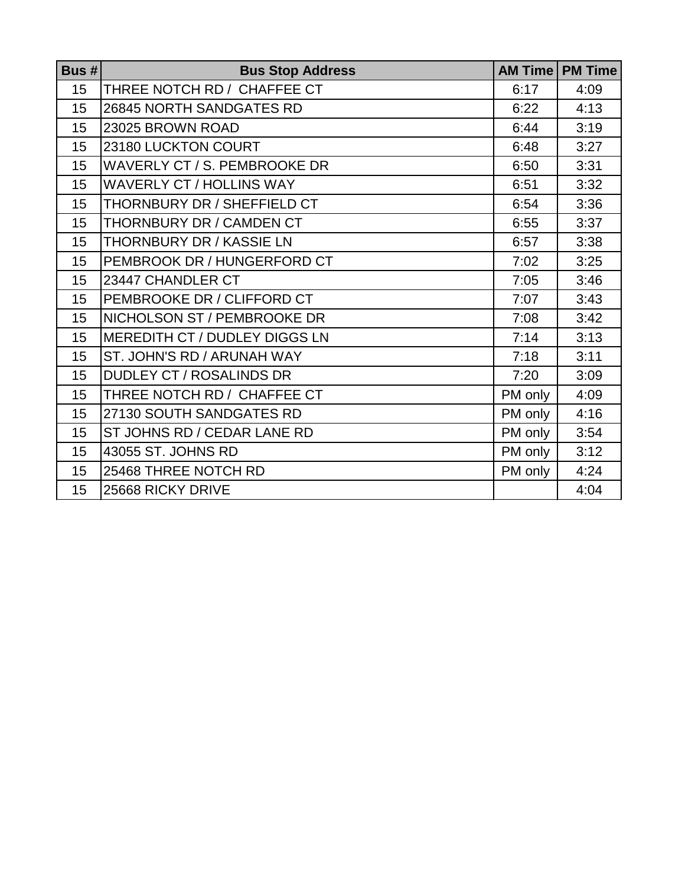| Bus # | Bus Stop Address | AM Time | PM Time |
| --- | --- | --- | --- |
| 15 | THREE NOTCH RD /  CHAFFEE CT | 6:17 | 4:09 |
| 15 | 26845 NORTH SANDGATES RD | 6:22 | 4:13 |
| 15 | 23025 BROWN ROAD | 6:44 | 3:19 |
| 15 | 23180 LUCKTON COURT | 6:48 | 3:27 |
| 15 | WAVERLY CT / S. PEMBROOKE DR | 6:50 | 3:31 |
| 15 | WAVERLY CT / HOLLINS WAY | 6:51 | 3:32 |
| 15 | THORNBURY DR / SHEFFIELD CT | 6:54 | 3:36 |
| 15 | THORNBURY DR / CAMDEN CT | 6:55 | 3:37 |
| 15 | THORNBURY DR / KASSIE LN | 6:57 | 3:38 |
| 15 | PEMBROOK DR / HUNGERFORD CT | 7:02 | 3:25 |
| 15 | 23447 CHANDLER CT | 7:05 | 3:46 |
| 15 | PEMBROOKE DR / CLIFFORD CT | 7:07 | 3:43 |
| 15 | NICHOLSON ST / PEMBROOKE DR | 7:08 | 3:42 |
| 15 | MEREDITH CT / DUDLEY DIGGS LN | 7:14 | 3:13 |
| 15 | ST. JOHN'S RD / ARUNAH WAY | 7:18 | 3:11 |
| 15 | DUDLEY CT / ROSALINDS DR | 7:20 | 3:09 |
| 15 | THREE NOTCH RD /  CHAFFEE CT | PM only | 4:09 |
| 15 | 27130 SOUTH SANDGATES RD | PM only | 4:16 |
| 15 | ST JOHNS RD / CEDAR LANE RD | PM only | 3:54 |
| 15 | 43055 ST. JOHNS RD | PM only | 3:12 |
| 15 | 25468 THREE NOTCH RD | PM only | 4:24 |
| 15 | 25668 RICKY DRIVE | | 4:04 |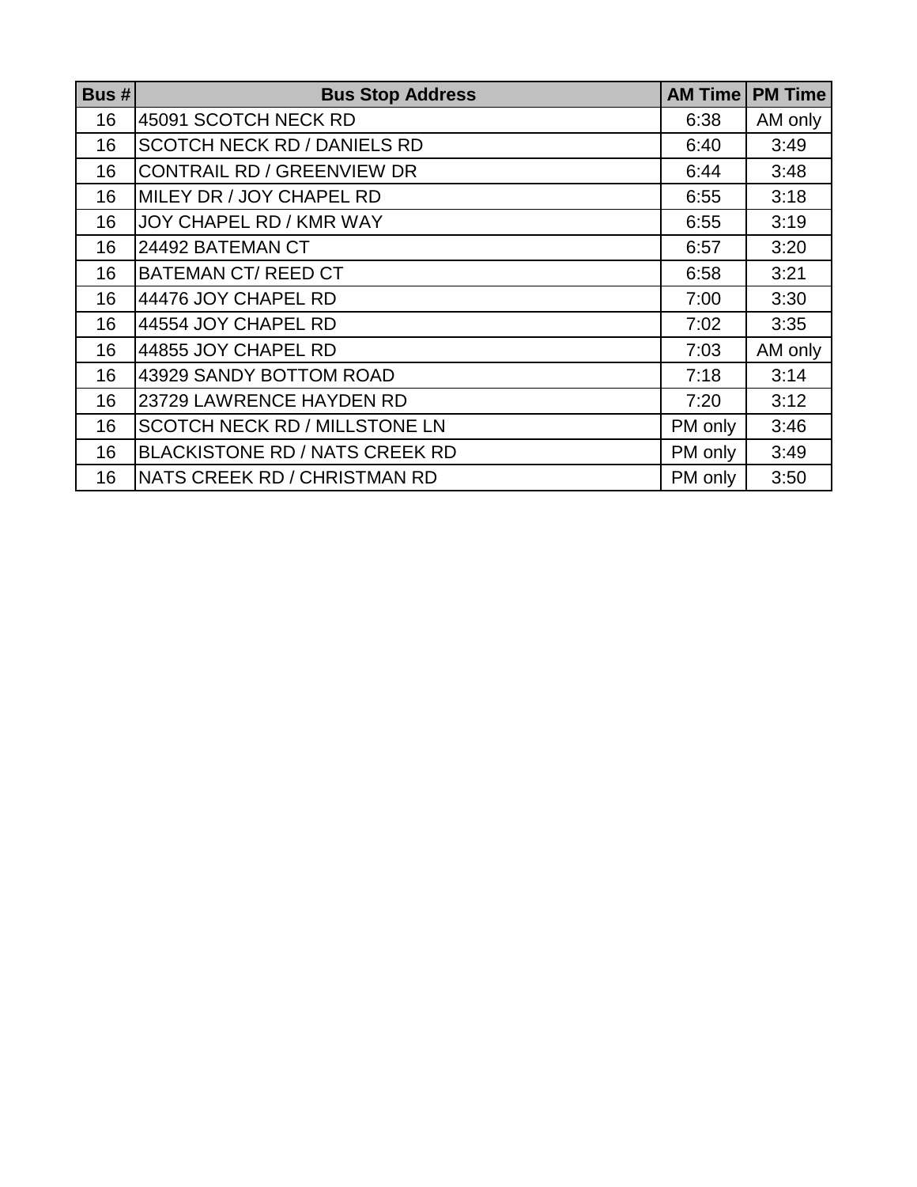| Bus # | Bus Stop Address | AM Time | PM Time |
|---|---|---|---|
| 16 | 45091 SCOTCH NECK RD | 6:38 | AM only |
| 16 | SCOTCH NECK RD / DANIELS RD | 6:40 | 3:49 |
| 16 | CONTRAIL RD / GREENVIEW DR | 6:44 | 3:48 |
| 16 | MILEY DR / JOY CHAPEL RD | 6:55 | 3:18 |
| 16 | JOY CHAPEL RD / KMR WAY | 6:55 | 3:19 |
| 16 | 24492 BATEMAN CT | 6:57 | 3:20 |
| 16 | BATEMAN CT/ REED CT | 6:58 | 3:21 |
| 16 | 44476 JOY CHAPEL RD | 7:00 | 3:30 |
| 16 | 44554 JOY CHAPEL RD | 7:02 | 3:35 |
| 16 | 44855 JOY CHAPEL RD | 7:03 | AM only |
| 16 | 43929 SANDY BOTTOM ROAD | 7:18 | 3:14 |
| 16 | 23729 LAWRENCE HAYDEN RD | 7:20 | 3:12 |
| 16 | SCOTCH NECK RD / MILLSTONE LN | PM only | 3:46 |
| 16 | BLACKISTONE RD / NATS CREEK RD | PM only | 3:49 |
| 16 | NATS CREEK RD / CHRISTMAN RD | PM only | 3:50 |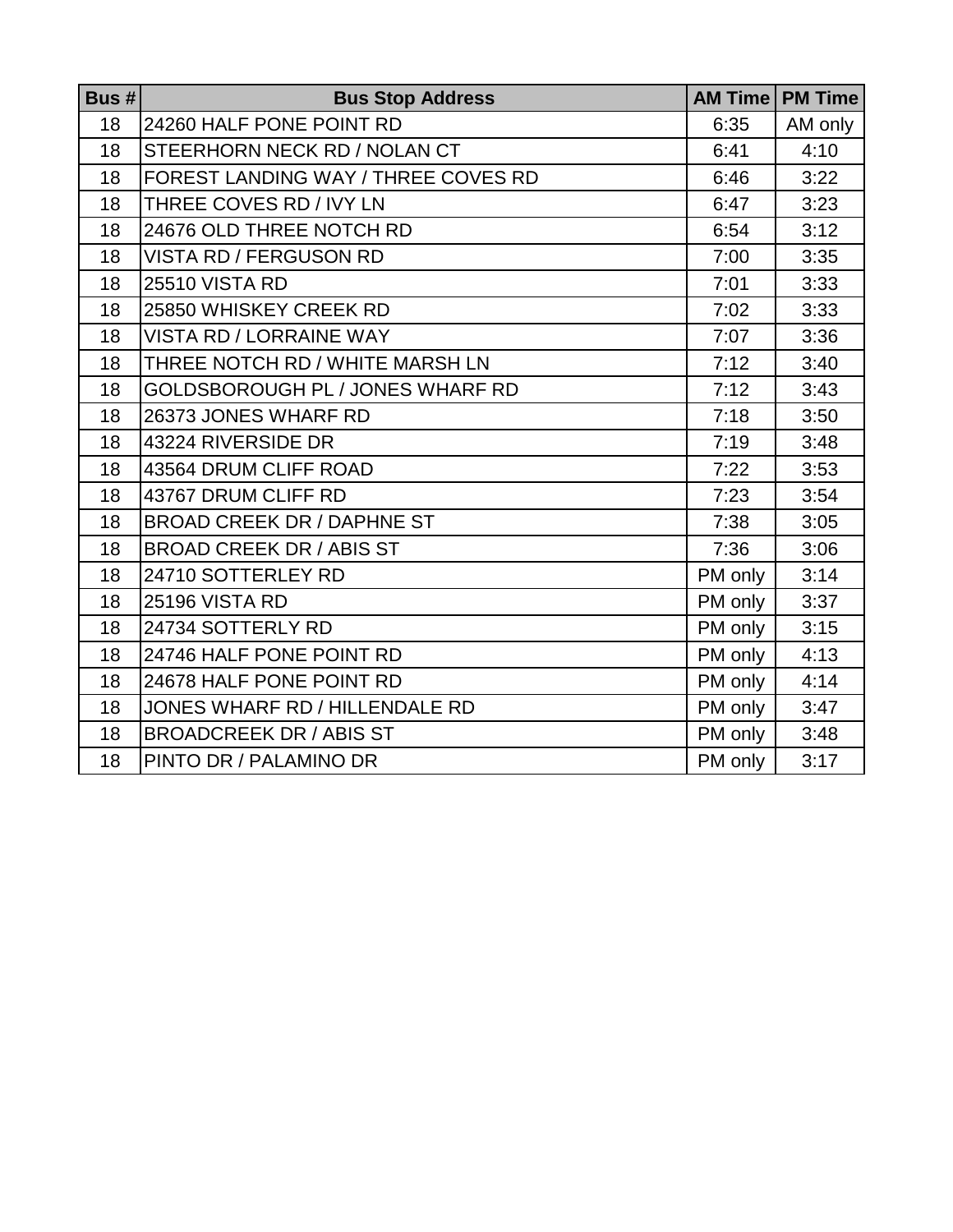| Bus # | Bus Stop Address | AM Time | PM Time |
| --- | --- | --- | --- |
| 18 | 24260 HALF PONE POINT RD | 6:35 | AM only |
| 18 | STEERHORN NECK RD / NOLAN CT | 6:41 | 4:10 |
| 18 | FOREST LANDING WAY / THREE COVES RD | 6:46 | 3:22 |
| 18 | THREE COVES RD / IVY LN | 6:47 | 3:23 |
| 18 | 24676 OLD THREE NOTCH RD | 6:54 | 3:12 |
| 18 | VISTA RD / FERGUSON RD | 7:00 | 3:35 |
| 18 | 25510 VISTA RD | 7:01 | 3:33 |
| 18 | 25850 WHISKEY CREEK RD | 7:02 | 3:33 |
| 18 | VISTA RD / LORRAINE WAY | 7:07 | 3:36 |
| 18 | THREE NOTCH RD / WHITE MARSH LN | 7:12 | 3:40 |
| 18 | GOLDSBOROUGH PL / JONES WHARF RD | 7:12 | 3:43 |
| 18 | 26373 JONES WHARF RD | 7:18 | 3:50 |
| 18 | 43224 RIVERSIDE DR | 7:19 | 3:48 |
| 18 | 43564 DRUM CLIFF ROAD | 7:22 | 3:53 |
| 18 | 43767 DRUM CLIFF RD | 7:23 | 3:54 |
| 18 | BROAD CREEK DR / DAPHNE ST | 7:38 | 3:05 |
| 18 | BROAD CREEK DR / ABIS ST | 7:36 | 3:06 |
| 18 | 24710 SOTTERLEY RD | PM only | 3:14 |
| 18 | 25196 VISTA RD | PM only | 3:37 |
| 18 | 24734 SOTTERLY RD | PM only | 3:15 |
| 18 | 24746 HALF PONE POINT RD | PM only | 4:13 |
| 18 | 24678 HALF PONE POINT RD | PM only | 4:14 |
| 18 | JONES WHARF RD / HILLENDALE RD | PM only | 3:47 |
| 18 | BROADCREEK DR / ABIS ST | PM only | 3:48 |
| 18 | PINTO DR / PALAMINO DR | PM only | 3:17 |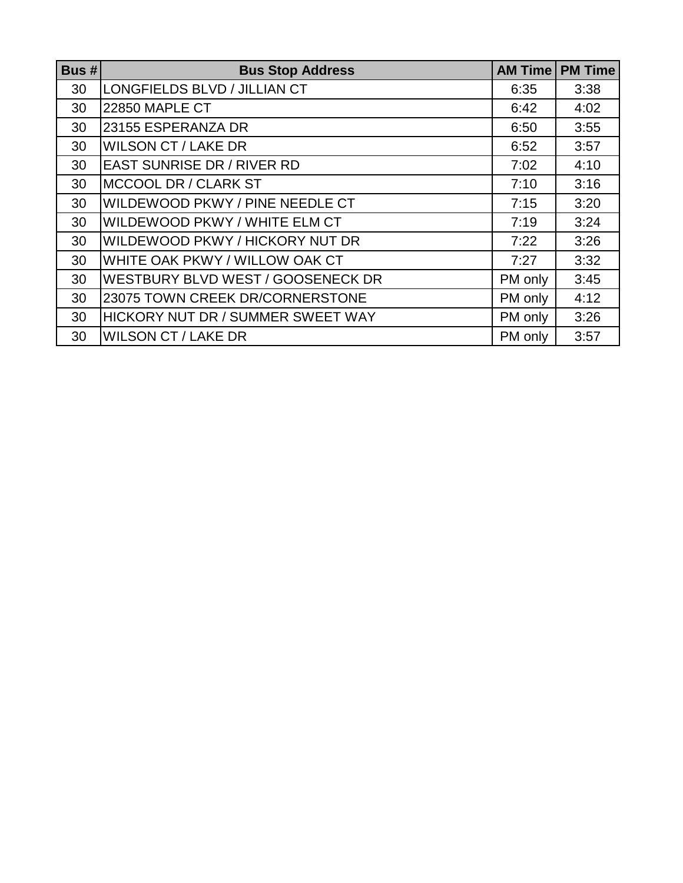| Bus # | Bus Stop Address | AM Time | PM Time |
|---|---|---|---|
| 30 | LONGFIELDS BLVD / JILLIAN CT | 6:35 | 3:38 |
| 30 | 22850 MAPLE CT | 6:42 | 4:02 |
| 30 | 23155 ESPERANZA DR | 6:50 | 3:55 |
| 30 | WILSON CT / LAKE DR | 6:52 | 3:57 |
| 30 | EAST SUNRISE DR / RIVER RD | 7:02 | 4:10 |
| 30 | MCCOOL DR / CLARK ST | 7:10 | 3:16 |
| 30 | WILDEWOOD PKWY / PINE NEEDLE CT | 7:15 | 3:20 |
| 30 | WILDEWOOD PKWY / WHITE ELM CT | 7:19 | 3:24 |
| 30 | WILDEWOOD PKWY / HICKORY NUT DR | 7:22 | 3:26 |
| 30 | WHITE OAK PKWY / WILLOW OAK CT | 7:27 | 3:32 |
| 30 | WESTBURY BLVD WEST / GOOSENECK DR | PM only | 3:45 |
| 30 | 23075 TOWN CREEK DR/CORNERSTONE | PM only | 4:12 |
| 30 | HICKORY NUT DR / SUMMER SWEET WAY | PM only | 3:26 |
| 30 | WILSON CT / LAKE DR | PM only | 3:57 |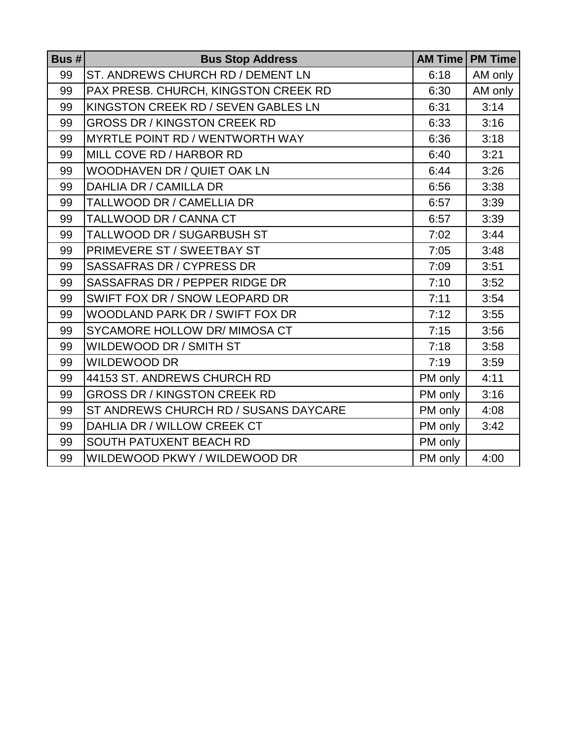| Bus # | Bus Stop Address | AM Time | PM Time |
|---|---|---|---|
| 99 | ST. ANDREWS CHURCH RD / DEMENT LN | 6:18 | AM only |
| 99 | PAX PRESB. CHURCH, KINGSTON CREEK RD | 6:30 | AM only |
| 99 | KINGSTON CREEK RD / SEVEN GABLES LN | 6:31 | 3:14 |
| 99 | GROSS DR / KINGSTON CREEK RD | 6:33 | 3:16 |
| 99 | MYRTLE POINT RD / WENTWORTH WAY | 6:36 | 3:18 |
| 99 | MILL COVE RD / HARBOR RD | 6:40 | 3:21 |
| 99 | WOODHAVEN DR / QUIET OAK LN | 6:44 | 3:26 |
| 99 | DAHLIA DR / CAMILLA DR | 6:56 | 3:38 |
| 99 | TALLWOOD DR / CAMELLIA DR | 6:57 | 3:39 |
| 99 | TALLWOOD DR / CANNA CT | 6:57 | 3:39 |
| 99 | TALLWOOD DR / SUGARBUSH ST | 7:02 | 3:44 |
| 99 | PRIMEVERE ST / SWEETBAY ST | 7:05 | 3:48 |
| 99 | SASSAFRAS DR / CYPRESS DR | 7:09 | 3:51 |
| 99 | SASSAFRAS DR / PEPPER RIDGE DR | 7:10 | 3:52 |
| 99 | SWIFT FOX DR / SNOW LEOPARD DR | 7:11 | 3:54 |
| 99 | WOODLAND PARK DR / SWIFT FOX DR | 7:12 | 3:55 |
| 99 | SYCAMORE HOLLOW DR/ MIMOSA CT | 7:15 | 3:56 |
| 99 | WILDEWOOD DR / SMITH ST | 7:18 | 3:58 |
| 99 | WILDEWOOD DR | 7:19 | 3:59 |
| 99 | 44153 ST. ANDREWS CHURCH RD | PM only | 4:11 |
| 99 | GROSS DR / KINGSTON CREEK RD | PM only | 3:16 |
| 99 | ST ANDREWS CHURCH RD / SUSANS DAYCARE | PM only | 4:08 |
| 99 | DAHLIA DR / WILLOW CREEK CT | PM only | 3:42 |
| 99 | SOUTH PATUXENT BEACH RD | PM only | |
| 99 | WILDEWOOD PKWY / WILDEWOOD DR | PM only | 4:00 |